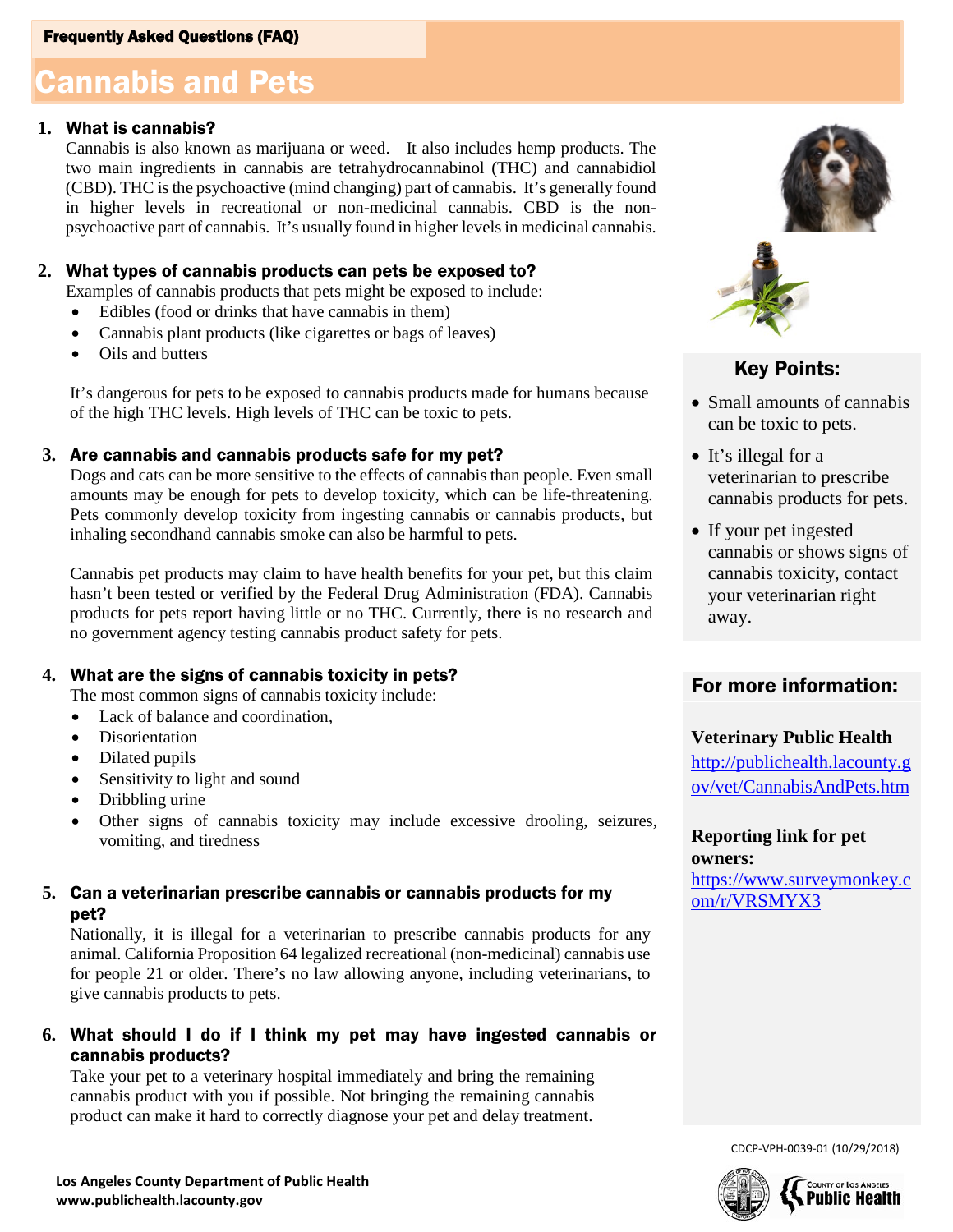Frequently Asked Questions (FAQ)

# Cannabis and Pets

## 1. What is cannabis?

Cannabis is also known as marijuana or weed. It also includes hemp products. The two main ingredients in cannabis are tetrahydrocannabinol (THC) and cannabidiol (CBD). THC is the psychoactive (mind changing) part of cannabis. It's generally found in higher levels in recreational or non-medicinal cannabis. CBD is the non-psychoactive part of cannabis. It's usually found in higher levels in medicinal cannabis.

## 2. What types of cannabis products can pets be exposed to?

Examples of cannabis products that pets might be exposed to include:

- Edibles (food or drinks that have cannabis in them)
- Cannabis plant products (like cigarettes or bags of leaves)
- Oils and butters

It's dangerous for pets to be exposed to cannabis products made for humans because of the high THC levels. High levels of THC can be toxic to pets.

## 3. Are cannabis and cannabis products safe for my pet?

Dogs and cats can be more sensitive to the effects of cannabis than people. Even small amounts may be enough for pets to develop toxicity, which can be life-threatening. Pets commonly develop toxicity from ingesting cannabis or cannabis products, but inhaling secondhand cannabis smoke can also be harmful to pets.

Cannabis pet products may claim to have health benefits for your pet, but this claim hasn't been tested or verified by the Federal Drug Administration (FDA). Cannabis products for pets report having little or no THC. Currently, there is no research and no government agency testing cannabis product safety for pets.

## 4. What are the signs of cannabis toxicity in pets?

The most common signs of cannabis toxicity include:

- Lack of balance and coordination,
- Disorientation
- Dilated pupils
- Sensitivity to light and sound
- Dribbling urine
- Other signs of cannabis toxicity may include excessive drooling, seizures, vomiting, and tiredness

## 5. Can a veterinarian prescribe cannabis or cannabis products for my pet?

Nationally, it is illegal for a veterinarian to prescribe cannabis products for any animal. California Proposition 64 legalized recreational (non-medicinal) cannabis use for people 21 or older. There's no law allowing anyone, including veterinarians, to give cannabis products to pets.

## 6. What should I do if I think my pet may have ingested cannabis or cannabis products?

Take your pet to a veterinary hospital immediately and bring the remaining cannabis product with you if possible. Not bringing the remaining cannabis product can make it hard to correctly diagnose your pet and delay treatment.

## Key Points:

- Small amounts of cannabis can be toxic to pets.
- It's illegal for a veterinarian to prescribe cannabis products for pets.
- If your pet ingested cannabis or shows signs of cannabis toxicity, contact your veterinarian right away.

## For more information:

**Veterinary Public Health**
http://publichealth.lacounty.gov/vet/CannabisAndPets.htm

**Reporting link for pet owners:**
https://www.surveymonkey.com/r/VRSMYX3

CDCP-VPH-0039-01 (10/29/2018)

**Los Angeles County Department of Public Health**
**www.publichealth.lacounty.gov**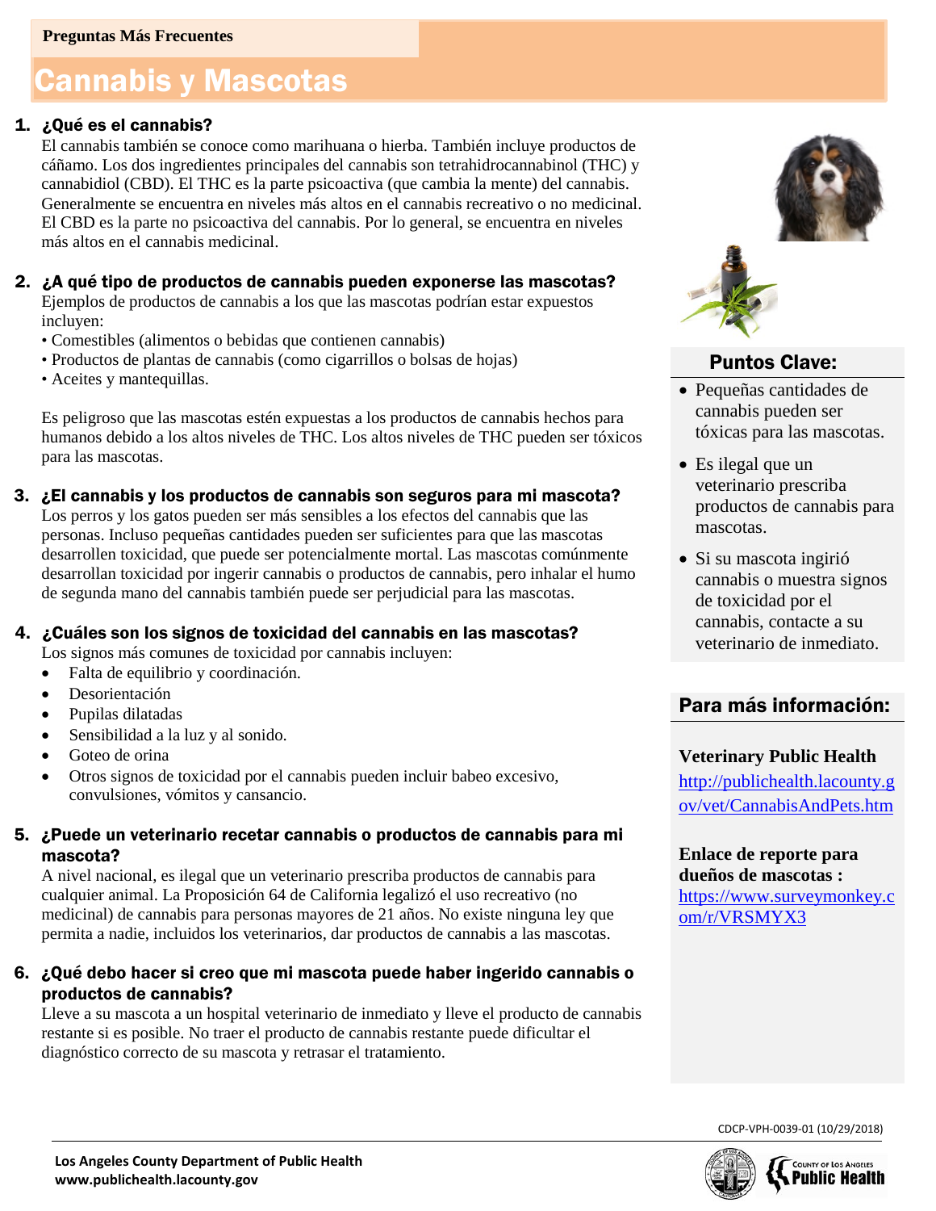Preguntas Más Frecuentes

# Cannabis y Mascotas

## 1. ¿Qué es el cannabis?

El cannabis también se conoce como marihuana o hierba. También incluye productos de cáñamo. Los dos ingredientes principales del cannabis son tetrahidrocannabinol (THC) y cannabidiol (CBD). El THC es la parte psicoactiva (que cambia la mente) del cannabis. Generalmente se encuentra en niveles más altos en el cannabis recreativo o no medicinal. El CBD es la parte no psicoactiva del cannabis. Por lo general, se encuentra en niveles más altos en el cannabis medicinal.

## 2. ¿A qué tipo de productos de cannabis pueden exponerse las mascotas?

Ejemplos de productos de cannabis a los que las mascotas podrían estar expuestos incluyen:

- Comestibles (alimentos o bebidas que contienen cannabis)
- Productos de plantas de cannabis (como cigarrillos o bolsas de hojas)
- Aceites y mantequillas.

Es peligroso que las mascotas estén expuestas a los productos de cannabis hechos para humanos debido a los altos niveles de THC. Los altos niveles de THC pueden ser tóxicos para las mascotas.

## 3. ¿El cannabis y los productos de cannabis son seguros para mi mascota?

Los perros y los gatos pueden ser más sensibles a los efectos del cannabis que las personas. Incluso pequeñas cantidades pueden ser suficientes para que las mascotas desarrollen toxicidad, que puede ser potencialmente mortal. Las mascotas comúnmente desarrollan toxicidad por ingerir cannabis o productos de cannabis, pero inhalar el humo de segunda mano del cannabis también puede ser perjudicial para las mascotas.

## 4. ¿Cuáles son los signos de toxicidad del cannabis en las mascotas?

Los signos más comunes de toxicidad por cannabis incluyen:

- Falta de equilibrio y coordinación.
- Desorientación
- Pupilas dilatadas
- Sensibilidad a la luz y al sonido.
- Goteo de orina
- Otros signos de toxicidad por el cannabis pueden incluir babeo excesivo, convulsiones, vómitos y cansancio.

## 5. ¿Puede un veterinario recetar cannabis o productos de cannabis para mi mascota?

A nivel nacional, es ilegal que un veterinario prescriba productos de cannabis para cualquier animal. La Proposición 64 de California legalizó el uso recreativo (no medicinal) de cannabis para personas mayores de 21 años. No existe ninguna ley que permita a nadie, incluidos los veterinarios, dar productos de cannabis a las mascotas.

## 6. ¿Qué debo hacer si creo que mi mascota puede haber ingerido cannabis o productos de cannabis?

Lleve a su mascota a un hospital veterinario de inmediato y lleve el producto de cannabis restante si es posible. No traer el producto de cannabis restante puede dificultar el diagnóstico correcto de su mascota y retrasar el tratamiento.

## Puntos Clave:

- Pequeñas cantidades de cannabis pueden ser tóxicas para las mascotas.
- Es ilegal que un veterinario prescriba productos de cannabis para mascotas.
- Si su mascota ingirió cannabis o muestra signos de toxicidad por el cannabis, contacte a su veterinario de inmediato.

## Para más información:

**Veterinary Public Health**
http://publichealth.lacounty.gov/vet/CannabisAndPets.htm

**Enlace de reporte para dueños de mascotas :**
https://www.surveymonkey.com/r/VRSMYX3

CDCP-VPH-0039-01 (10/29/2018)

**Los Angeles County Department of Public Health**
**www.publichealth.lacounty.gov**